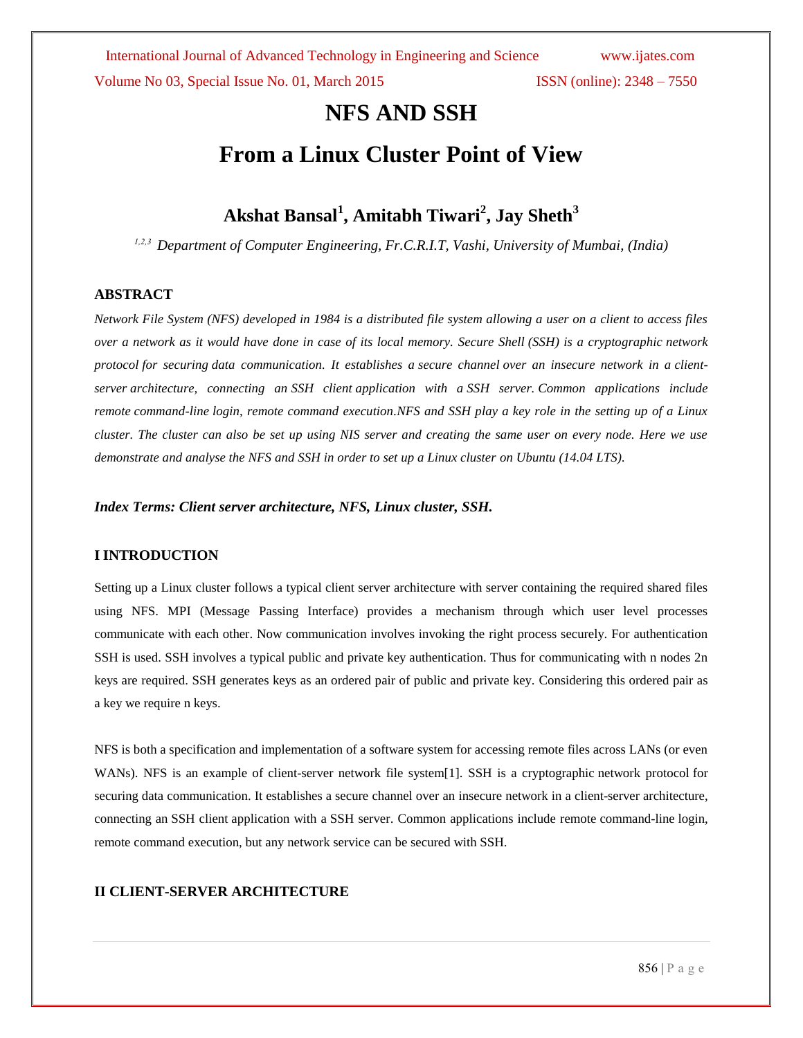# NFS AND SSH

# From a Linux Cluster Point of View

**Akshat Bansal[1], Amitabh Tiwari[2], Jay Sheth[3]**

*[1,2,3] Department of Computer Engineering, Fr.C.R.I.T, Vashi, University of Mumbai, (India)*

## ABSTRACT

*Network File System (NFS) developed in 1984 is a distributed file system allowing a user on a client to access files over a network as it would have done in case of its local memory. Secure Shell (SSH) is a cryptographic network protocol for securing data communication. It establishes a secure channel over an insecure network in a client-server architecture, connecting an SSH client application with a SSH server. Common applications include remote command-line login, remote command execution.NFS and SSH play a key role in the setting up of a Linux cluster. The cluster can also be set up using NIS server and creating the same user on every node. Here we use demonstrate and analyse the NFS and SSH in order to set up a Linux cluster on Ubuntu (14.04 LTS).*

***Index Terms: Client server architecture, NFS, Linux cluster, SSH.***

## I INTRODUCTION

Setting up a Linux cluster follows a typical client server architecture with server containing the required shared files using NFS. MPI (Message Passing Interface) provides a mechanism through which user level processes communicate with each other. Now communication involves invoking the right process securely. For authentication SSH is used. SSH involves a typical public and private key authentication. Thus for communicating with n nodes 2n keys are required. SSH generates keys as an ordered pair of public and private key. Considering this ordered pair as a key we require n keys.

NFS is both a specification and implementation of a software system for accessing remote files across LANs (or even WANs). NFS is an example of client-server network file system[1]. SSH is a cryptographic network protocol for securing data communication. It establishes a secure channel over an insecure network in a client-server architecture, connecting an SSH client application with a SSH server. Common applications include remote command-line login, remote command execution, but any network service can be secured with SSH.

## II CLIENT-SERVER ARCHITECTURE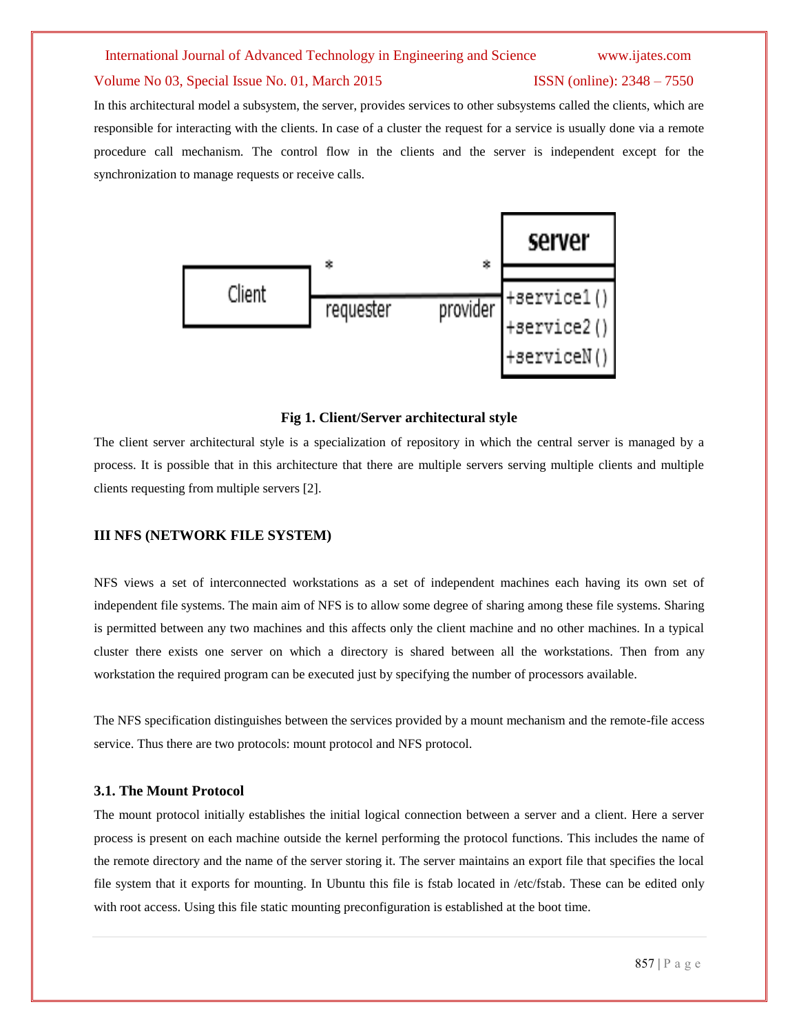In this architectural model a subsystem, the server, provides services to other subsystems called the clients, which are responsible for interacting with the clients. In case of a cluster the request for a service is usually done via a remote procedure call mechanism. The control flow in the clients and the server is independent except for the synchronization to manage requests or receive calls.

**Fig 1. Client/Server architectural style**

The client server architectural style is a specialization of repository in which the central server is managed by a process. It is possible that in this architecture that there are multiple servers serving multiple clients and multiple clients requesting from multiple servers [2].

### III NFS (NETWORK FILE SYSTEM)

NFS views a set of interconnected workstations as a set of independent machines each having its own set of independent file systems. The main aim of NFS is to allow some degree of sharing among these file systems. Sharing is permitted between any two machines and this affects only the client machine and no other machines. In a typical cluster there exists one server on which a directory is shared between all the workstations. Then from any workstation the required program can be executed just by specifying the number of processors available.

The NFS specification distinguishes between the services provided by a mount mechanism and the remote-file access service. Thus there are two protocols: mount protocol and NFS protocol.

#### 3.1. The Mount Protocol

The mount protocol initially establishes the initial logical connection between a server and a client. Here a server process is present on each machine outside the kernel performing the protocol functions. This includes the name of the remote directory and the name of the server storing it. The server maintains an export file that specifies the local file system that it exports for mounting. In Ubuntu this file is fstab located in /etc/fstab. These can be edited only with root access. Using this file static mounting preconfiguration is established at the boot time.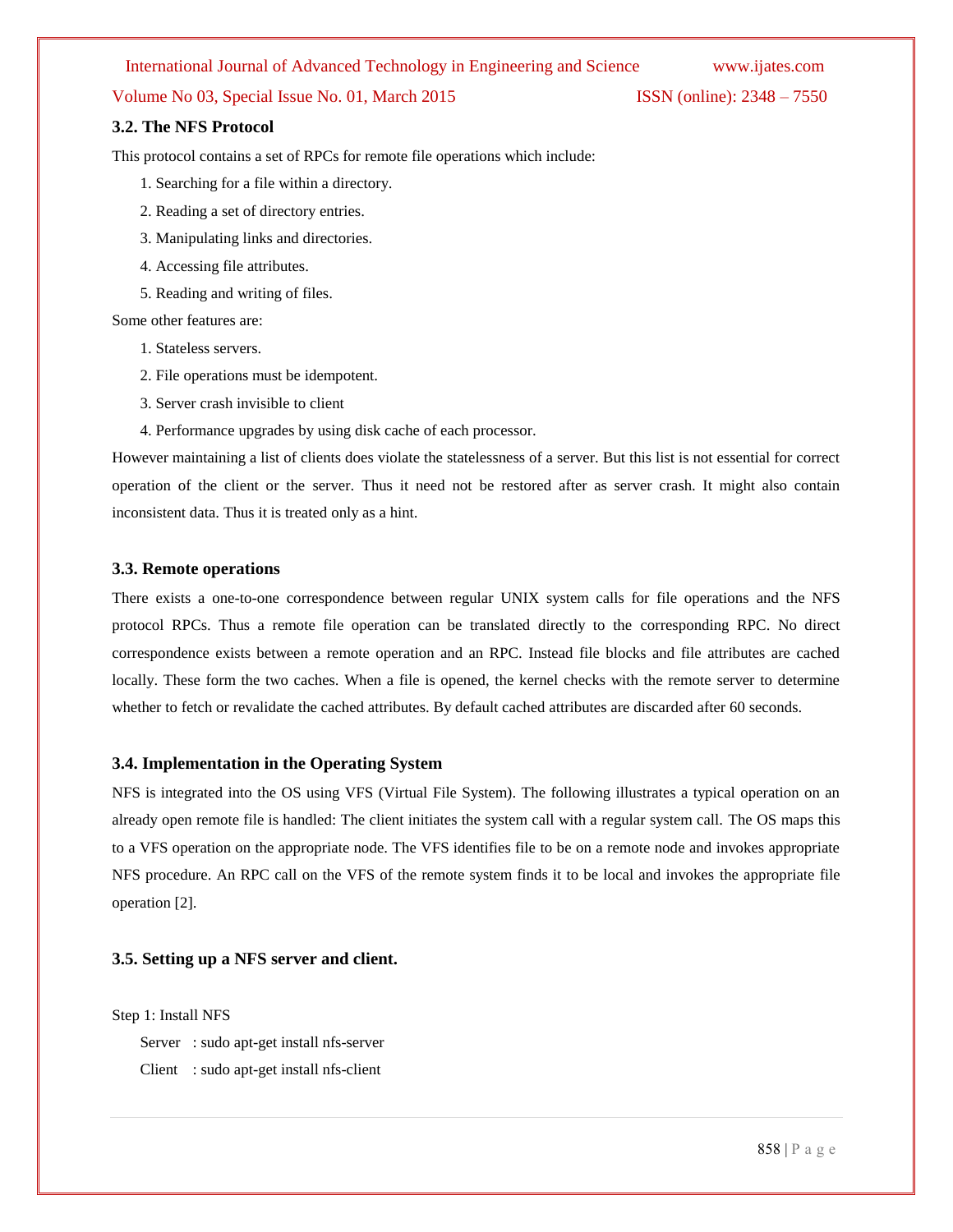### 3.2. The NFS Protocol

This protocol contains a set of RPCs for remote file operations which include:

1. Searching for a file within a directory.
2. Reading a set of directory entries.
3. Manipulating links and directories.
4. Accessing file attributes.
5. Reading and writing of files.

Some other features are:

1. Stateless servers.
2. File operations must be idempotent.
3. Server crash invisible to client
4. Performance upgrades by using disk cache of each processor.

However maintaining a list of clients does violate the statelessness of a server. But this list is not essential for correct operation of the client or the server. Thus it need not be restored after as server crash. It might also contain inconsistent data. Thus it is treated only as a hint.

### 3.3. Remote operations

There exists a one-to-one correspondence between regular UNIX system calls for file operations and the NFS protocol RPCs. Thus a remote file operation can be translated directly to the corresponding RPC. No direct correspondence exists between a remote operation and an RPC. Instead file blocks and file attributes are cached locally. These form the two caches. When a file is opened, the kernel checks with the remote server to determine whether to fetch or revalidate the cached attributes. By default cached attributes are discarded after 60 seconds.

### 3.4. Implementation in the Operating System

NFS is integrated into the OS using VFS (Virtual File System). The following illustrates a typical operation on an already open remote file is handled: The client initiates the system call with a regular system call. The OS maps this to a VFS operation on the appropriate node. The VFS identifies file to be on a remote node and invokes appropriate NFS procedure. An RPC call on the VFS of the remote system finds it to be local and invokes the appropriate file operation [2].

### 3.5. Setting up a NFS server and client.

Step 1: Install NFS

Server : sudo apt-get install nfs-server

Client : sudo apt-get install nfs-client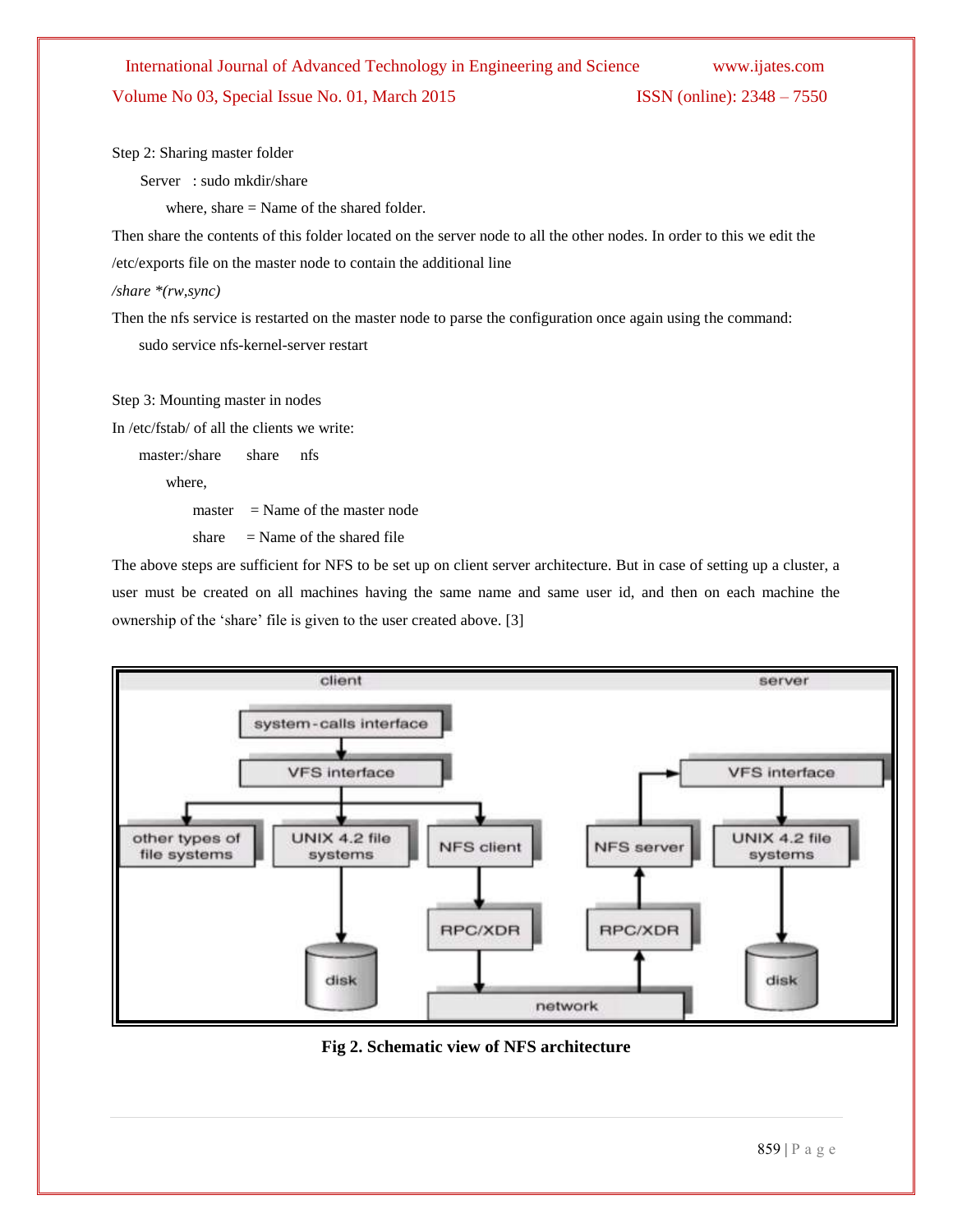Step 2: Sharing master folder

Server : sudo mkdir/share

where, share = Name of the shared folder.

Then share the contents of this folder located on the server node to all the other nodes. In order to this we edit the /etc/exports file on the master node to contain the additional line

*/share *(rw,sync)*

Then the nfs service is restarted on the master node to parse the configuration once again using the command:

sudo service nfs-kernel-server restart

Step 3: Mounting master in nodes

In /etc/fstab/ of all the clients we write:

master:/share share nfs

where,

master = Name of the master node

share = Name of the shared file

The above steps are sufficient for NFS to be set up on client server architecture. But in case of setting up a cluster, a user must be created on all machines having the same name and same user id, and then on each machine the ownership of the 'share' file is given to the user created above. [3]

**Fig 2. Schematic view of NFS architecture**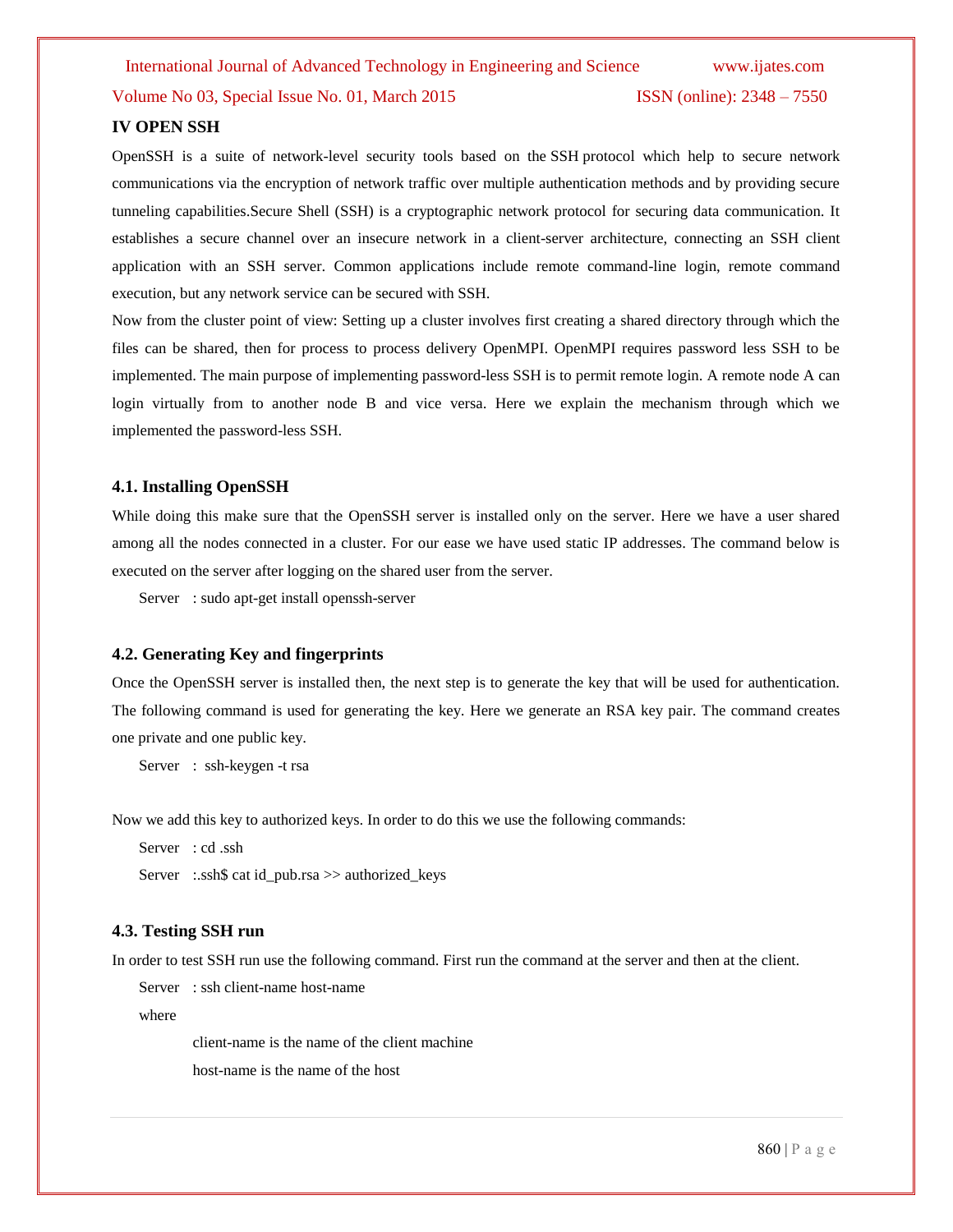## IV OPEN SSH

OpenSSH is a suite of network-level security tools based on the SSH protocol which help to secure network communications via the encryption of network traffic over multiple authentication methods and by providing secure tunneling capabilities.Secure Shell (SSH) is a cryptographic network protocol for securing data communication. It establishes a secure channel over an insecure network in a client-server architecture, connecting an SSH client application with an SSH server. Common applications include remote command-line login, remote command execution, but any network service can be secured with SSH.

Now from the cluster point of view: Setting up a cluster involves first creating a shared directory through which the files can be shared, then for process to process delivery OpenMPI. OpenMPI requires password less SSH to be implemented. The main purpose of implementing password-less SSH is to permit remote login. A remote node A can login virtually from to another node B and vice versa. Here we explain the mechanism through which we implemented the password-less SSH.

### 4.1. Installing OpenSSH

While doing this make sure that the OpenSSH server is installed only on the server. Here we have a user shared among all the nodes connected in a cluster. For our ease we have used static IP addresses. The command below is executed on the server after logging on the shared user from the server.

Server : sudo apt-get install openssh-server

### 4.2. Generating Key and fingerprints

Once the OpenSSH server is installed then, the next step is to generate the key that will be used for authentication. The following command is used for generating the key. Here we generate an RSA key pair. The command creates one private and one public key.

Server : ssh-keygen -t rsa

Now we add this key to authorized keys. In order to do this we use the following commands:

Server : cd .ssh

Server :.ssh$ cat id_pub.rsa >> authorized_keys

### 4.3. Testing SSH run

In order to test SSH run use the following command. First run the command at the server and then at the client.

Server : ssh client-name host-name

where

client-name is the name of the client machine

host-name is the name of the host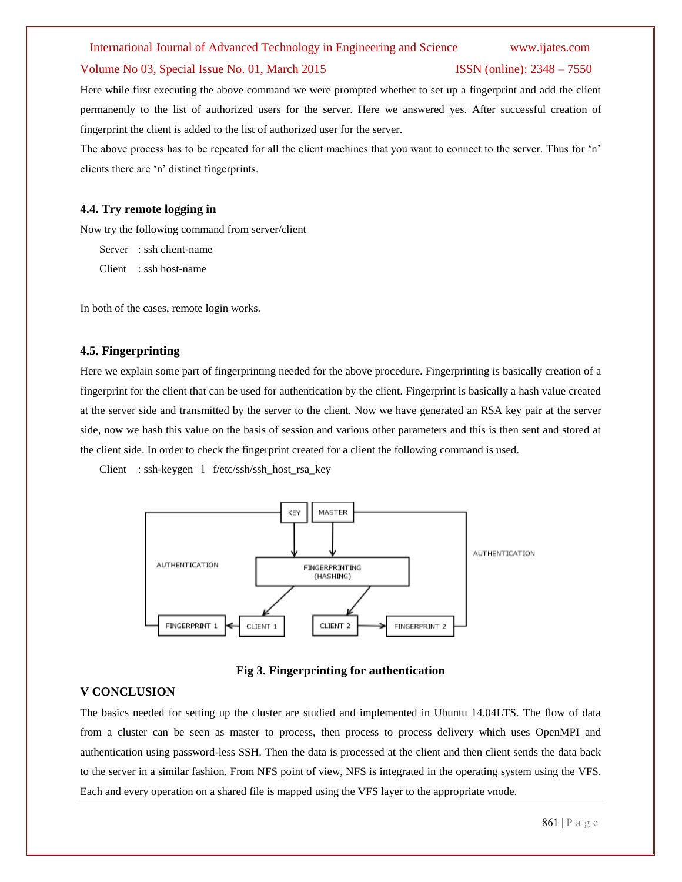Here while first executing the above command we were prompted whether to set up a fingerprint and add the client permanently to the list of authorized users for the server. Here we answered yes. After successful creation of fingerprint the client is added to the list of authorized user for the server.

The above process has to be repeated for all the client machines that you want to connect to the server. Thus for 'n' clients there are 'n' distinct fingerprints.

### 4.4. Try remote logging in

Now try the following command from server/client

Server : ssh client-name

Client : ssh host-name

In both of the cases, remote login works.

### 4.5. Fingerprinting

Here we explain some part of fingerprinting needed for the above procedure. Fingerprinting is basically creation of a fingerprint for the client that can be used for authentication by the client. Fingerprint is basically a hash value created at the server side and transmitted by the server to the client. Now we have generated an RSA key pair at the server side, now we hash this value on the basis of session and various other parameters and this is then sent and stored at the client side. In order to check the fingerprint created for a client the following command is used.

Client : ssh-keygen –l –f/etc/ssh/ssh_host_rsa_key

**Fig 3. Fingerprinting for authentication**

## V CONCLUSION

The basics needed for setting up the cluster are studied and implemented in Ubuntu 14.04LTS. The flow of data from a cluster can be seen as master to process, then process to process delivery which uses OpenMPI and authentication using password-less SSH. Then the data is processed at the client and then client sends the data back to the server in a similar fashion. From NFS point of view, NFS is integrated in the operating system using the VFS. Each and every operation on a shared file is mapped using the VFS layer to the appropriate vnode.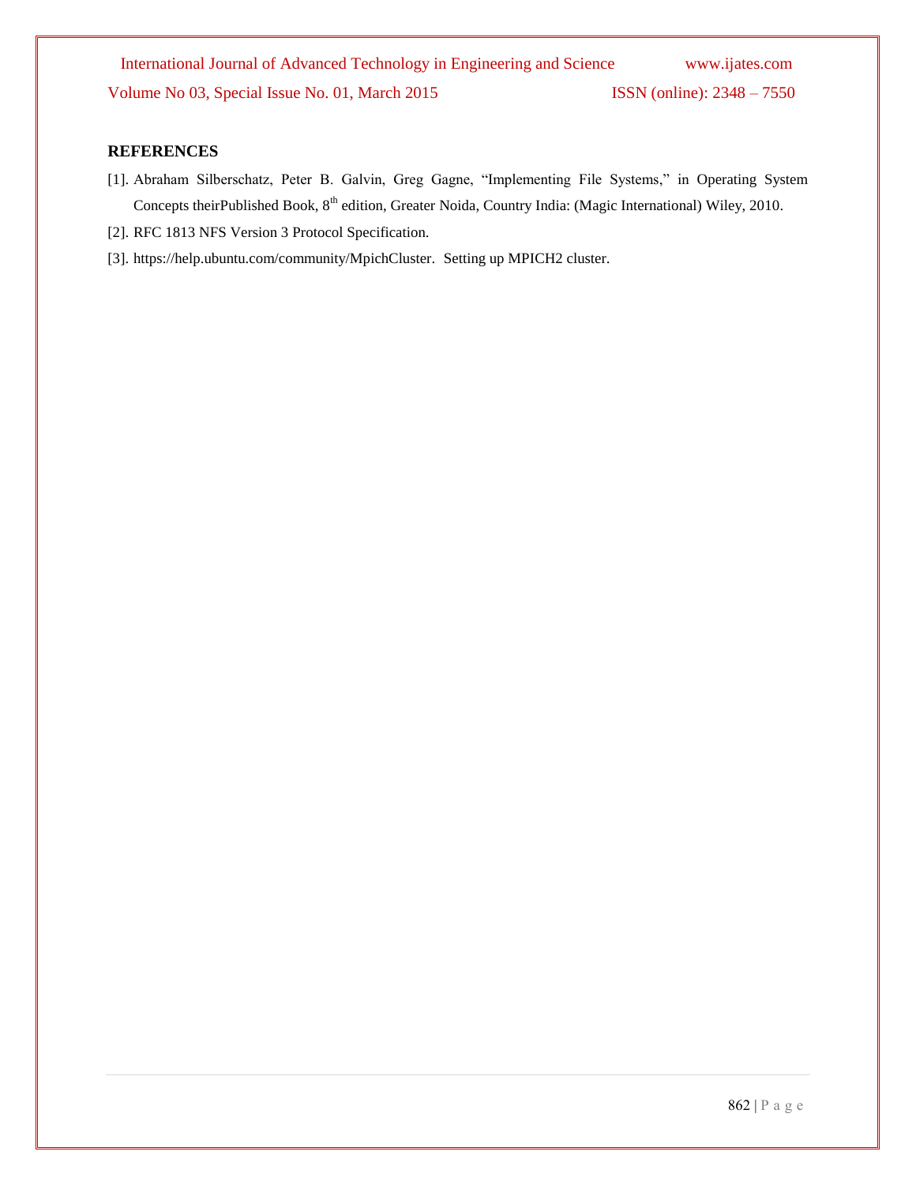## REFERENCES

[1]. Abraham Silberschatz, Peter B. Galvin, Greg Gagne, "Implementing File Systems," in Operating System Concepts theirPublished Book, 8th edition, Greater Noida, Country India: (Magic International) Wiley, 2010.

[2]. RFC 1813 NFS Version 3 Protocol Specification.

[3]. https://help.ubuntu.com/community/MpichCluster. Setting up MPICH2 cluster.